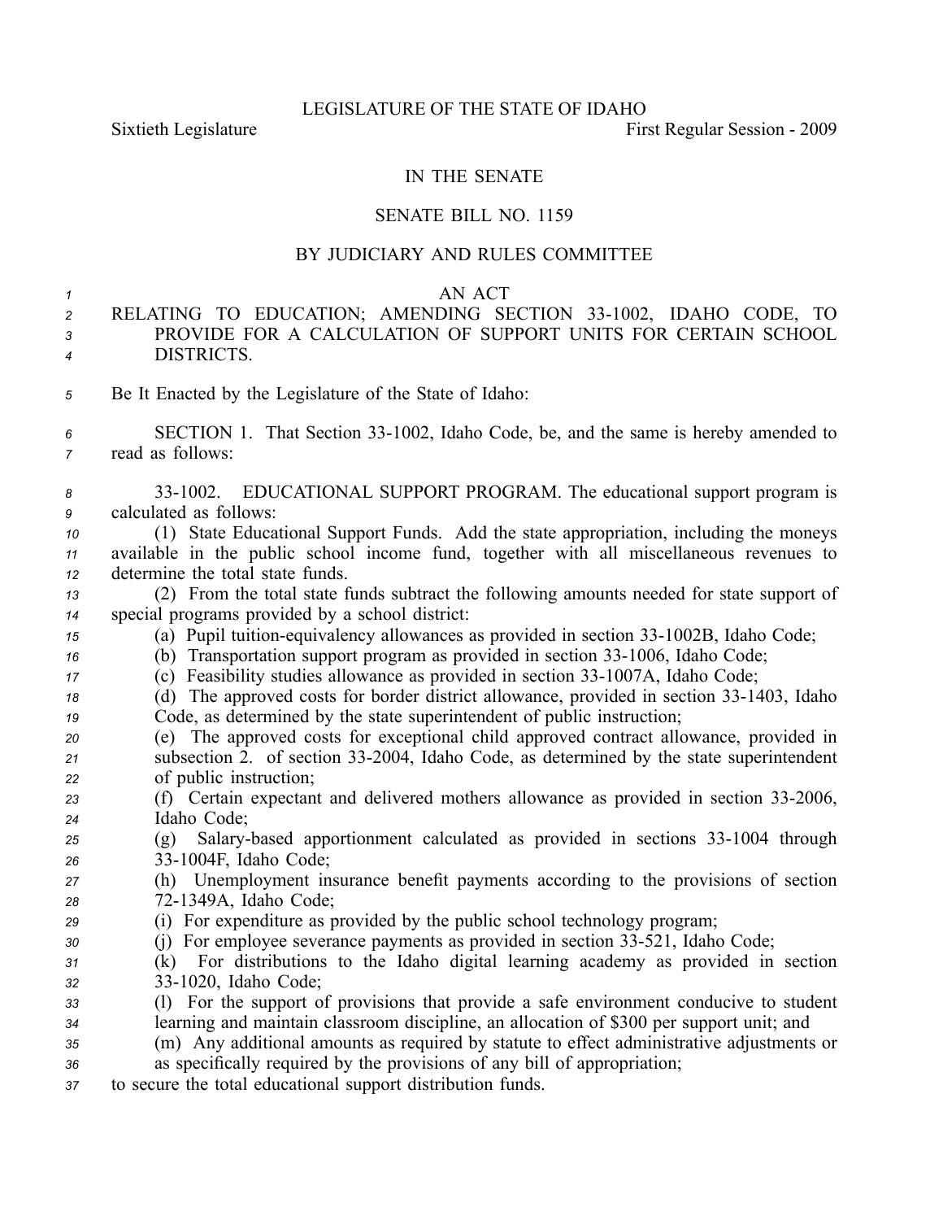LEGISLATURE OF THE STATE OF IDAHO

Sixtieth Legislature First Regular Session - 2009

# IN THE SENATE

## SENATE BILL NO. 1159

### BY JUDICIARY AND RULES COMMITTEE

AN ACT

RELATING TO EDUCATION; AMENDING SECTION 33-1002, IDAHO CODE, TO PROVIDE FOR A CALCULATION OF SUPPORT UNITS FOR CERTAIN SCHOOL DISTRICTS.

Be It Enacted by the Legislature of the State of Idaho:

SECTION 1. That Section 33-1002, Idaho Code, be, and the same is hereby amended to read as follows:

33-1002. EDUCATIONAL SUPPORT PROGRAM. The educational support program is calculated as follows:

(1) State Educational Support Funds. Add the state appropriation, including the moneys available in the public school income fund, together with all miscellaneous revenues to determine the total state funds.

(2) From the total state funds subtract the following amounts needed for state support of special programs provided by a school district:

(a) Pupil tuition-equivalency allowances as provided in section 33-1002B, Idaho Code;

(b) Transportation support program as provided in section 33-1006, Idaho Code;

(c) Feasibility studies allowance as provided in section 33-1007A, Idaho Code;

(d) The approved costs for border district allowance, provided in section 33-1403, Idaho Code, as determined by the state superintendent of public instruction;

(e) The approved costs for exceptional child approved contract allowance, provided in subsection 2. of section 33-2004, Idaho Code, as determined by the state superintendent of public instruction;

(f) Certain expectant and delivered mothers allowance as provided in section 33-2006, Idaho Code;

(g) Salary-based apportionment calculated as provided in sections 33-1004 through 33-1004F, Idaho Code;

(h) Unemployment insurance benefit payments according to the provisions of section 72-1349A, Idaho Code;

(i) For expenditure as provided by the public school technology program;

(j) For employee severance payments as provided in section 33-521, Idaho Code;

(k) For distributions to the Idaho digital learning academy as provided in section 33-1020, Idaho Code;

(l) For the support of provisions that provide a safe environment conducive to student learning and maintain classroom discipline, an allocation of $300 per support unit; and

(m) Any additional amounts as required by statute to effect administrative adjustments or as specifically required by the provisions of any bill of appropriation;

to secure the total educational support distribution funds.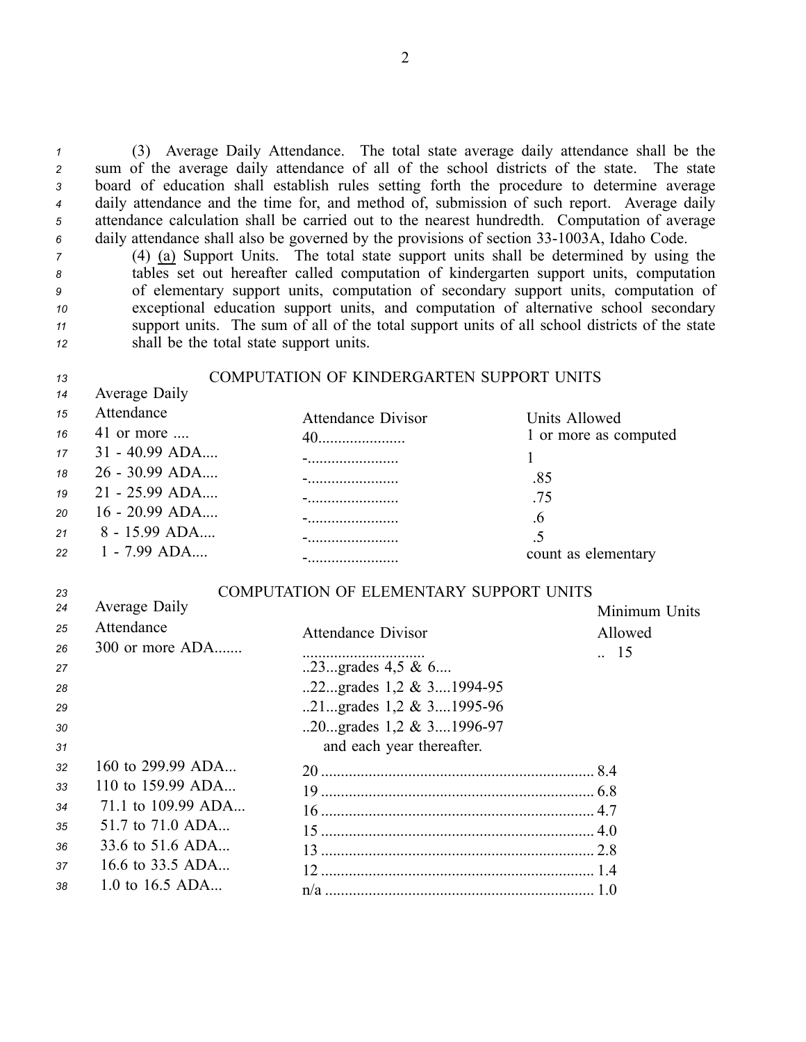(3) Average Daily Attendance. The total state average daily attendance shall be the sum of the average daily attendance of all of the school districts of the state. The state board of education shall establish rules setting forth the procedure to determine average daily attendance and the time for, and method of, submission of such report. Average daily attendance calculation shall be carried out to the nearest hundredth. Computation of average daily attendance shall also be governed by the provisions of section 33-1003A, Idaho Code.

(4) (a) Support Units. The total state support units shall be determined by using the tables set out hereafter called computation of kindergarten support units, computation of elementary support units, computation of secondary support units, computation of exceptional education support units, and computation of alternative school secondary support units. The sum of all of the total support units of all school districts of the state shall be the total state support units.

COMPUTATION OF KINDERGARTEN SUPPORT UNITS

| Average Daily Attendance | Attendance Divisor | Units Allowed |
|---|---|---|
| 41 or more .... | 40...................... | 1 or more as computed |
| 31 - 40.99 ADA.... | -....................... | 1 |
| 26 - 30.99 ADA.... | -....................... | .85 |
| 21 - 25.99 ADA.... | -....................... | .75 |
| 16 - 20.99 ADA.... | -....................... | .6 |
| 8 - 15.99 ADA.... | -....................... | .5 |
| 1 - 7.99 ADA.... | -....................... | count as elementary |

COMPUTATION OF ELEMENTARY SUPPORT UNITS

| Average Daily Attendance | Attendance Divisor | Minimum Units Allowed |
|---|---|---|
| 300 or more ADA....... | ............................... ..23...grades 4,5 & 6.... ..22...grades 1,2 & 3....1994-95 ..21...grades 1,2 & 3....1995-96 ..20...grades 1,2 & 3....1996-97 and each year thereafter. | .. 15 |
| 160 to 299.99 ADA... | 20 ..................................................................... | 8.4 |
| 110 to 159.99 ADA... | 19 ..................................................................... | 6.8 |
| 71.1 to 109.99 ADA... | 16 ..................................................................... | 4.7 |
| 51.7 to 71.0 ADA... | 15 ..................................................................... | 4.0 |
| 33.6 to 51.6 ADA... | 13 ..................................................................... | 2.8 |
| 16.6 to 33.5 ADA... | 12 ..................................................................... | 1.4 |
| 1.0 to 16.5 ADA... | n/a .................................................................... | 1.0 |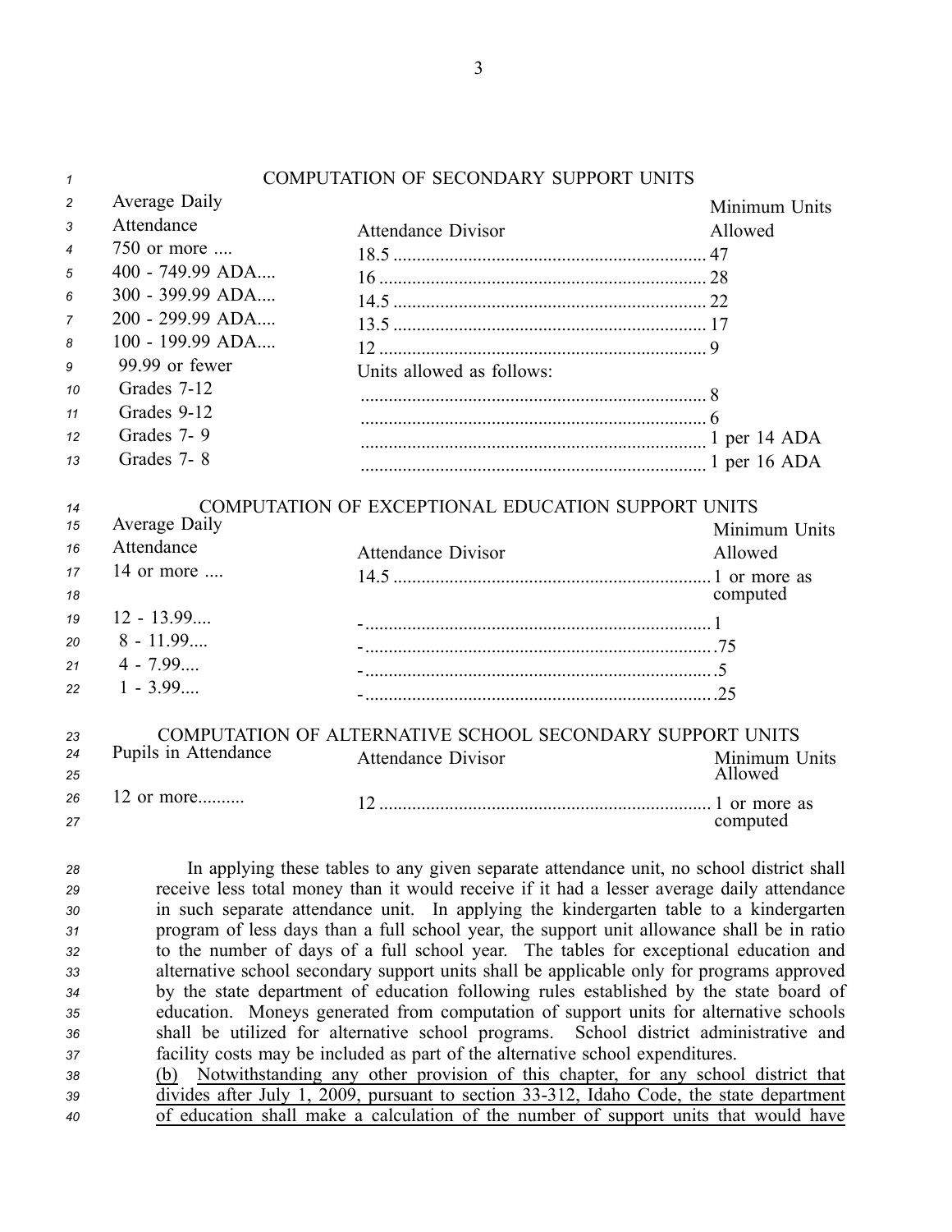### COMPUTATION OF SECONDARY SUPPORT UNITS

| Average Daily Attendance | Attendance Divisor | Minimum Units Allowed |
|---|---|---|
| 750 or more .... | 18.5 | 47 |
| 400 - 749.99 ADA.... | 16 | 28 |
| 300 - 399.99 ADA.... | 14.5 | 22 |
| 200 - 299.99 ADA.... | 13.5 | 17 |
| 100 - 199.99 ADA.... | 12 | 9 |
| 99.99 or fewer | Units allowed as follows: | |
| Grades 7-12 | | 8 |
| Grades 9-12 | | 6 |
| Grades 7- 9 | | 1 per 14 ADA |
| Grades 7- 8 | | 1 per 16 ADA |

### COMPUTATION OF EXCEPTIONAL EDUCATION SUPPORT UNITS

| Average Daily Attendance | Attendance Divisor | Minimum Units Allowed |
|---|---|---|
| 14 or more .... | 14.5 | 1 or more as computed |
| 12 - 13.99.... | - | 1 |
| 8 - 11.99.... | - | .75 |
| 4 - 7.99.... | - | .5 |
| 1 - 3.99.... | - | .25 |

### COMPUTATION OF ALTERNATIVE SCHOOL SECONDARY SUPPORT UNITS

| Pupils in Attendance | Attendance Divisor | Minimum Units Allowed |
|---|---|---|
| 12 or more.......... | 12 | 1 or more as computed |

In applying these tables to any given separate attendance unit, no school district shall receive less total money than it would receive if it had a lesser average daily attendance in such separate attendance unit. In applying the kindergarten table to a kindergarten program of less days than a full school year, the support unit allowance shall be in ratio to the number of days of a full school year. The tables for exceptional education and alternative school secondary support units shall be applicable only for programs approved by the state department of education following rules established by the state board of education. Moneys generated from computation of support units for alternative schools shall be utilized for alternative school programs. School district administrative and facility costs may be included as part of the alternative school expenditures.

(b) Notwithstanding any other provision of this chapter, for any school district that divides after July 1, 2009, pursuant to section 33-312, Idaho Code, the state department of education shall make a calculation of the number of support units that would have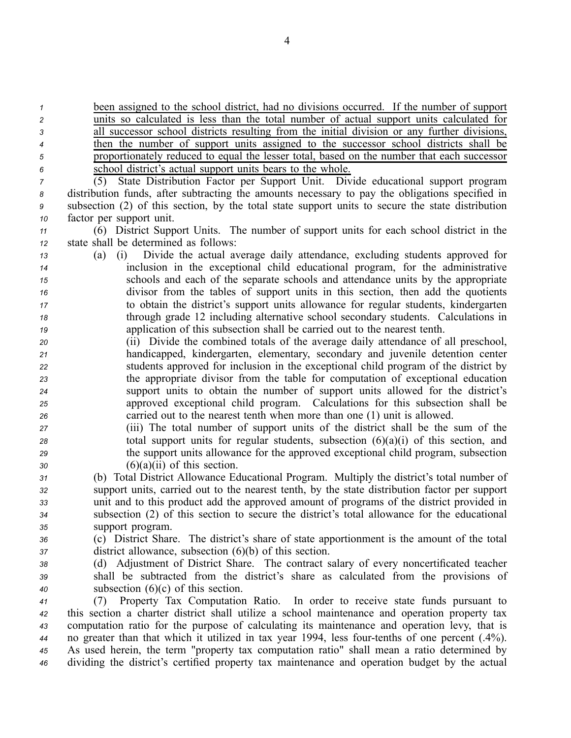been assigned to the school district, had no divisions occurred. If the number of support units so calculated is less than the total number of actual support units calculated for all successor school districts resulting from the initial division or any further divisions, then the number of support units assigned to the successor school districts shall be proportionately reduced to equal the lesser total, based on the number that each successor school district's actual support units bears to the whole.

(5) State Distribution Factor per Support Unit. Divide educational support program distribution funds, after subtracting the amounts necessary to pay the obligations specified in subsection (2) of this section, by the total state support units to secure the state distribution factor per support unit.

(6) District Support Units. The number of support units for each school district in the state shall be determined as follows:

(a) (i) Divide the actual average daily attendance, excluding students approved for inclusion in the exceptional child educational program, for the administrative schools and each of the separate schools and attendance units by the appropriate divisor from the tables of support units in this section, then add the quotients to obtain the district's support units allowance for regular students, kindergarten through grade 12 including alternative school secondary students. Calculations in application of this subsection shall be carried out to the nearest tenth.

(ii) Divide the combined totals of the average daily attendance of all preschool, handicapped, kindergarten, elementary, secondary and juvenile detention center students approved for inclusion in the exceptional child program of the district by the appropriate divisor from the table for computation of exceptional education support units to obtain the number of support units allowed for the district's approved exceptional child program. Calculations for this subsection shall be carried out to the nearest tenth when more than one (1) unit is allowed.

(iii) The total number of support units of the district shall be the sum of the total support units for regular students, subsection (6)(a)(i) of this section, and the support units allowance for the approved exceptional child program, subsection (6)(a)(ii) of this section.

(b) Total District Allowance Educational Program. Multiply the district's total number of support units, carried out to the nearest tenth, by the state distribution factor per support unit and to this product add the approved amount of programs of the district provided in subsection (2) of this section to secure the district's total allowance for the educational support program.

(c) District Share. The district's share of state apportionment is the amount of the total district allowance, subsection (6)(b) of this section.

(d) Adjustment of District Share. The contract salary of every noncertificated teacher shall be subtracted from the district's share as calculated from the provisions of subsection (6)(c) of this section.

(7) Property Tax Computation Ratio. In order to receive state funds pursuant to this section a charter district shall utilize a school maintenance and operation property tax computation ratio for the purpose of calculating its maintenance and operation levy, that is no greater than that which it utilized in tax year 1994, less four-tenths of one percent (.4%). As used herein, the term "property tax computation ratio" shall mean a ratio determined by dividing the district's certified property tax maintenance and operation budget by the actual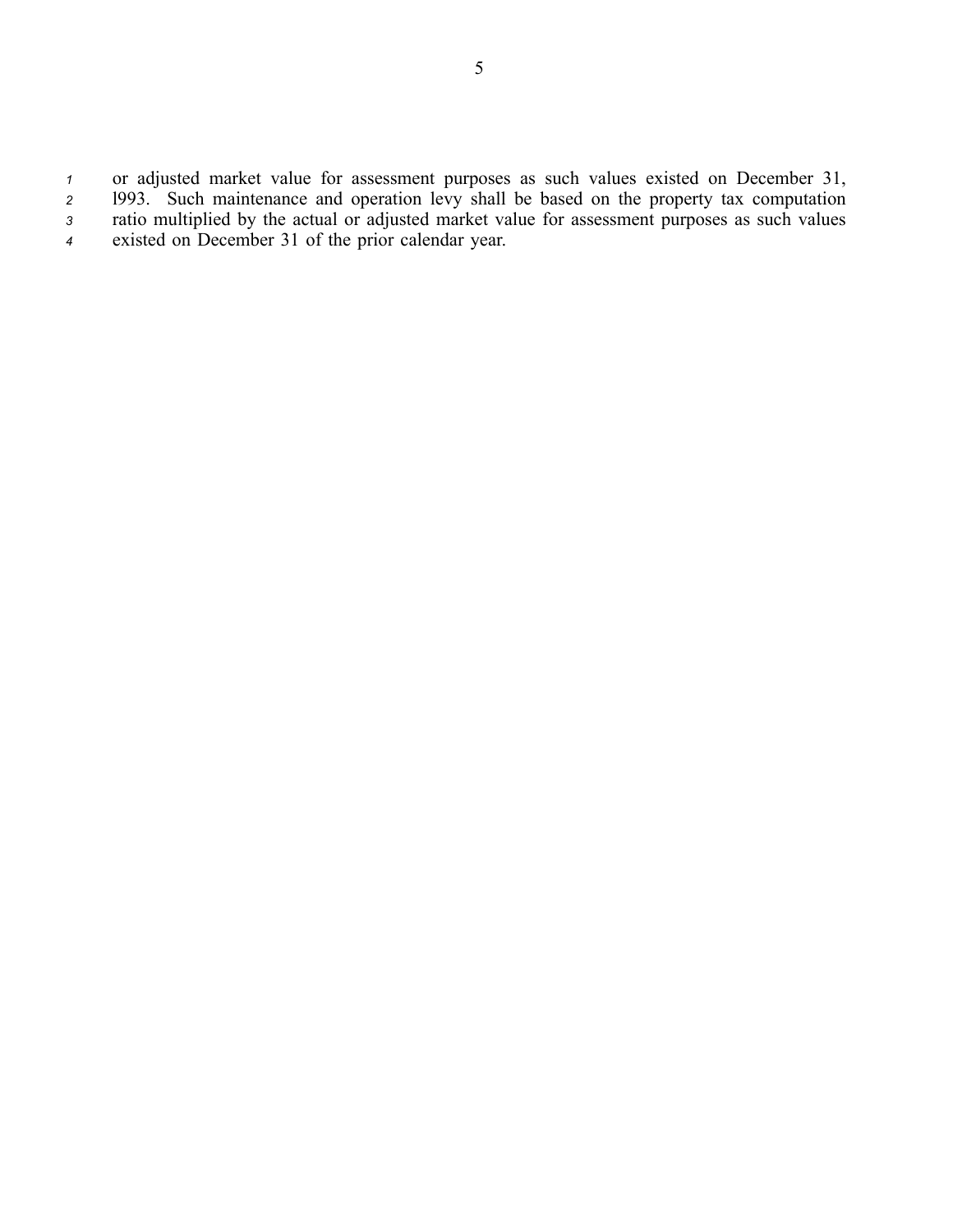or adjusted market value for assessment purposes as such values existed on December 31, l993. Such maintenance and operation levy shall be based on the property tax computation ratio multiplied by the actual or adjusted market value for assessment purposes as such values existed on December 31 of the prior calendar year.